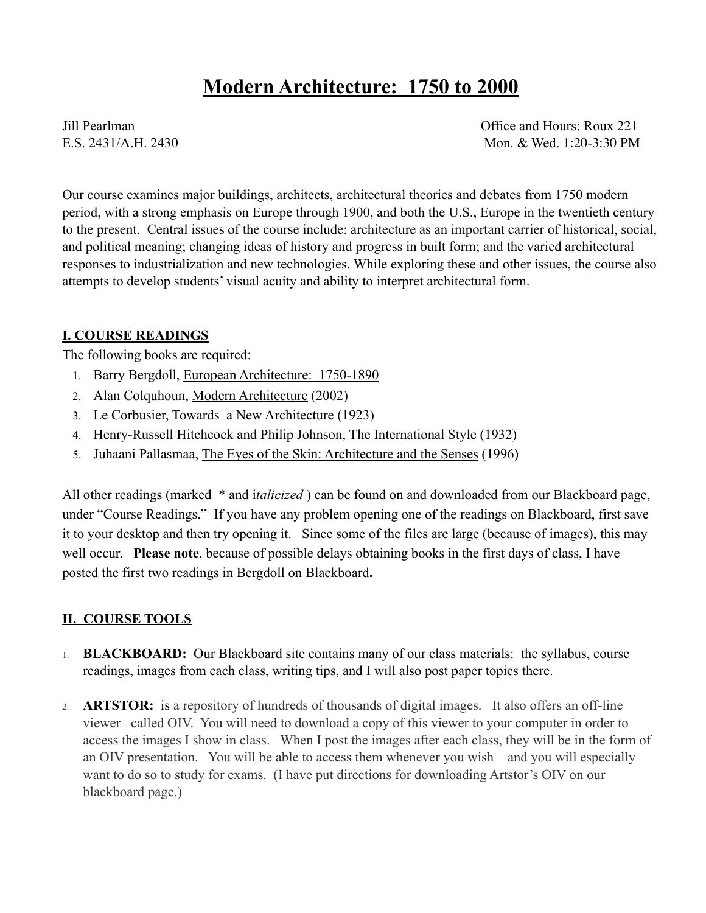# Modern Architecture: 1750 to 2000

Jill Pearlman
E.S. 2431/A.H. 2430

Office and Hours: Roux 221
Mon. & Wed. 1:20-3:30 PM

Our course examines major buildings, architects, architectural theories and debates from 1750 modern period, with a strong emphasis on Europe through 1900, and both the U.S., Europe in the twentieth century to the present. Central issues of the course include: architecture as an important carrier of historical, social, and political meaning; changing ideas of history and progress in built form; and the varied architectural responses to industrialization and new technologies. While exploring these and other issues, the course also attempts to develop students' visual acuity and ability to interpret architectural form.

## I. COURSE READINGS

The following books are required:

1. Barry Bergdoll, European Architecture: 1750-1890
2. Alan Colquhoun, Modern Architecture (2002)
3. Le Corbusier, Towards a New Architecture (1923)
4. Henry-Russell Hitchcock and Philip Johnson, The International Style (1932)
5. Juhaani Pallasmaa, The Eyes of the Skin: Architecture and the Senses (1996)

All other readings (marked * and i*talicized* ) can be found on and downloaded from our Blackboard page, under "Course Readings." If you have any problem opening one of the readings on Blackboard, first save it to your desktop and then try opening it. Since some of the files are large (because of images), this may well occur. **Please note**, because of possible delays obtaining books in the first days of class, I have posted the first two readings in Bergdoll on Blackboard**.**

## II. COURSE TOOLS

1. **BLACKBOARD:** Our Blackboard site contains many of our class materials: the syllabus, course readings, images from each class, writing tips, and I will also post paper topics there.
2. **ARTSTOR:** is a repository of hundreds of thousands of digital images. It also offers an off-line viewer –called OIV. You will need to download a copy of this viewer to your computer in order to access the images I show in class. When I post the images after each class, they will be in the form of an OIV presentation. You will be able to access them whenever you wish—and you will especially want to do so to study for exams. (I have put directions for downloading Artstor's OIV on our blackboard page.)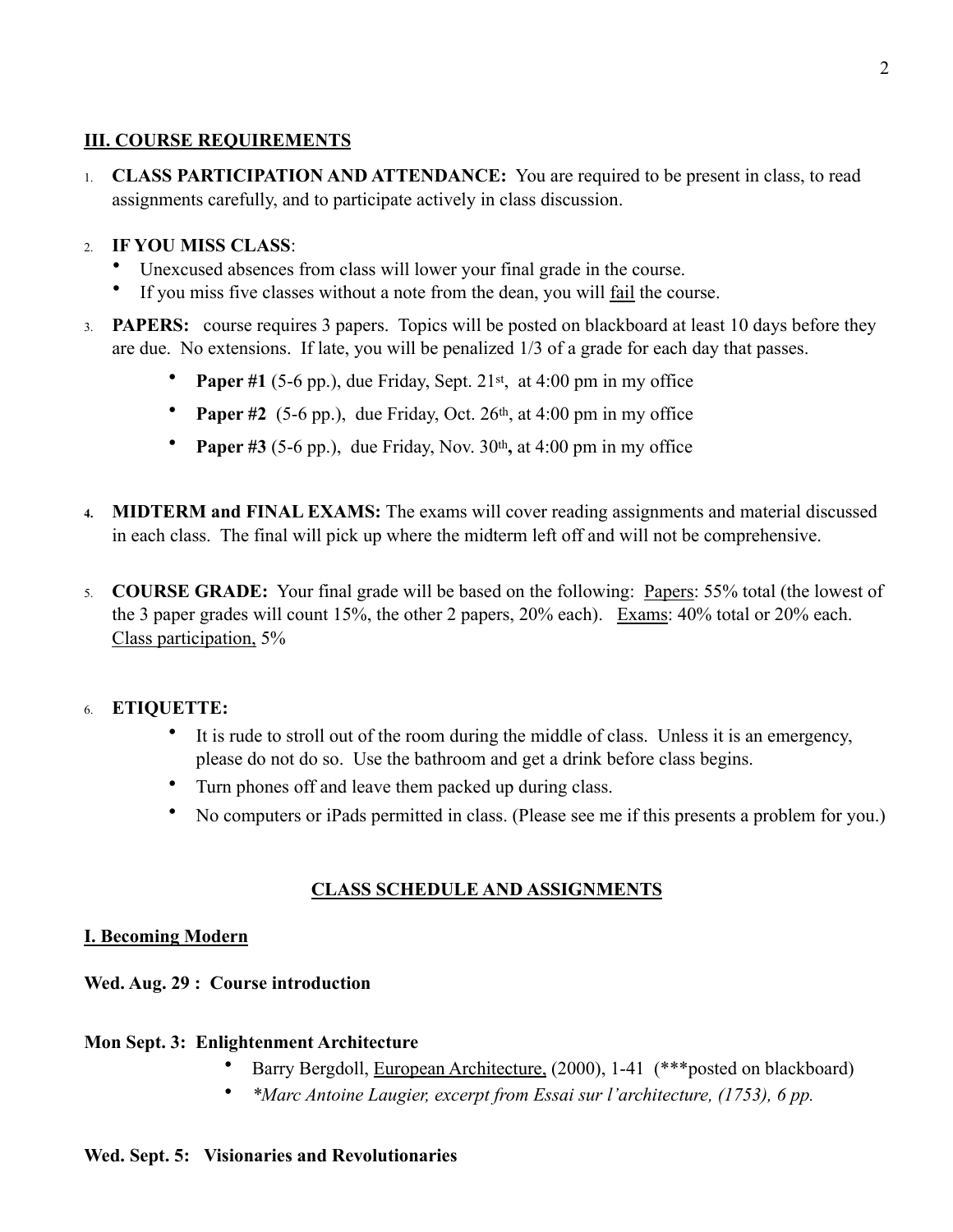## III. COURSE REQUIREMENTS

1. **CLASS PARTICIPATION AND ATTENDANCE:** You are required to be present in class, to read assignments carefully, and to participate actively in class discussion.

2. **IF YOU MISS CLASS**:
   - Unexcused absences from class will lower your final grade in the course.
   - If you miss five classes without a note from the dean, you will <u>fail</u> the course.

3. **PAPERS:** course requires 3 papers. Topics will be posted on blackboard at least 10 days before they are due. No extensions. If late, you will be penalized 1/3 of a grade for each day that passes.
   - **Paper #1** (5-6 pp.), due Friday, Sept. 21st, at 4:00 pm in my office
   - **Paper #2** (5-6 pp.), due Friday, Oct. 26th, at 4:00 pm in my office
   - **Paper #3** (5-6 pp.), due Friday, Nov. 30th**,** at 4:00 pm in my office

4. **MIDTERM and FINAL EXAMS:** The exams will cover reading assignments and material discussed in each class. The final will pick up where the midterm left off and will not be comprehensive.

5. **COURSE GRADE:** Your final grade will be based on the following: <u>Papers</u>: 55% total (the lowest of the 3 paper grades will count 15%, the other 2 papers, 20% each). <u>Exams</u>: 40% total or 20% each. <u>Class participation,</u> 5%

6. **ETIQUETTE:**
   - It is rude to stroll out of the room during the middle of class. Unless it is an emergency, please do not do so. Use the bathroom and get a drink before class begins.
   - Turn phones off and leave them packed up during class.
   - No computers or iPads permitted in class. (Please see me if this presents a problem for you.)

## <u>CLASS SCHEDULE AND ASSIGNMENTS</u>

### <u>I. Becoming Modern</u>

**Wed. Aug. 29 : Course introduction**

**Mon Sept. 3: Enlightenment Architecture**

- Barry Bergdoll, <u>European Architecture,</u> (2000), 1-41 (***posted on blackboard)
- *\*Marc Antoine Laugier, excerpt from Essai sur l'architecture, (1753), 6 pp.*

**Wed. Sept. 5: Visionaries and Revolutionaries**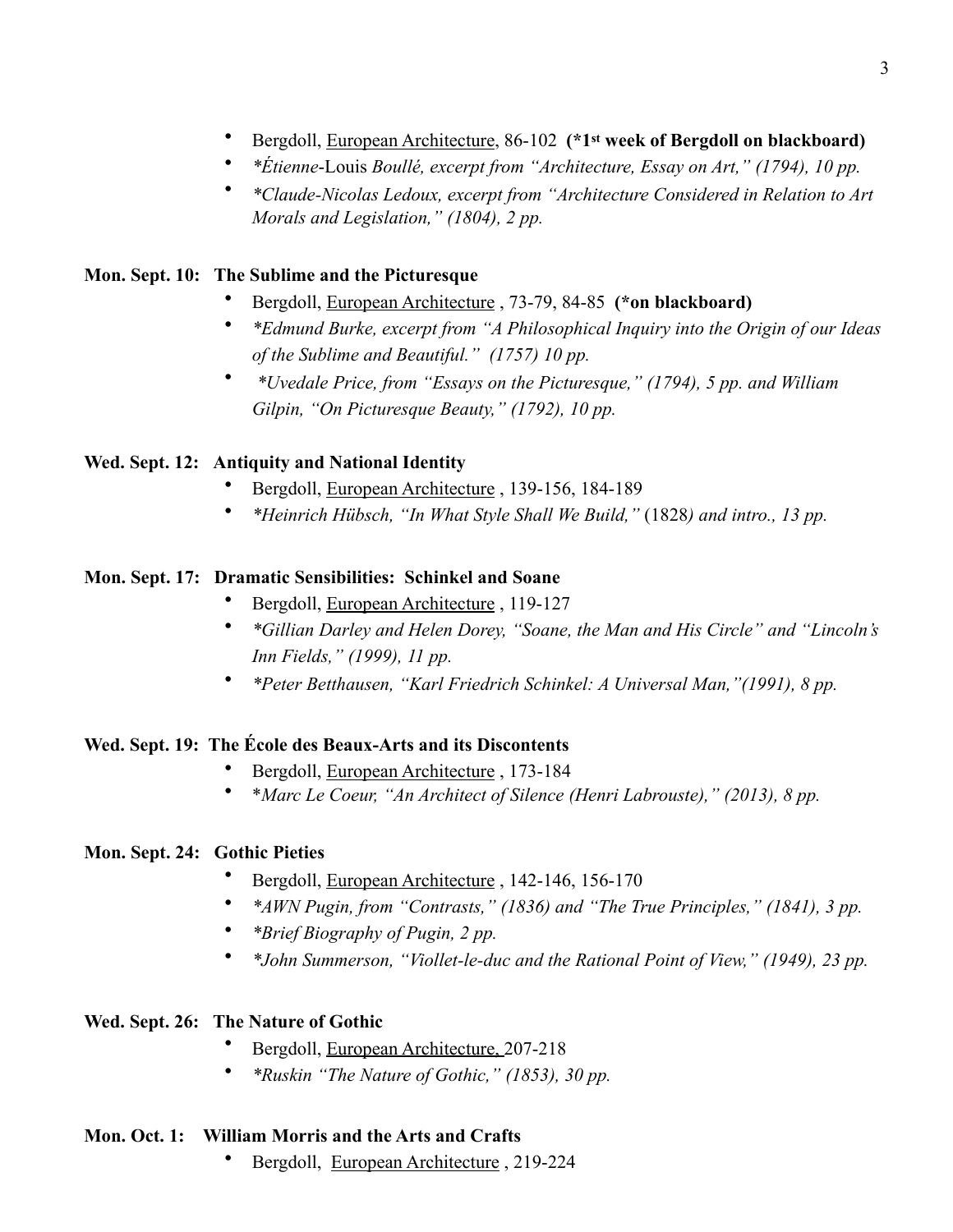- Bergdoll, European Architecture, 86-102 **(*1st week of Bergdoll on blackboard)**
- *\*Étienne*-Louis *Boullé, excerpt from "Architecture, Essay on Art," (1794), 10 pp.*
- *\*Claude-Nicolas Ledoux, excerpt from "Architecture Considered in Relation to Art Morals and Legislation," (1804), 2 pp.*

**Mon. Sept. 10: The Sublime and the Picturesque**

- Bergdoll, European Architecture , 73-79, 84-85 **(*on blackboard)**
- *\*Edmund Burke, excerpt from "A Philosophical Inquiry into the Origin of our Ideas of the Sublime and Beautiful." (1757) 10 pp.*
- *\*Uvedale Price, from "Essays on the Picturesque," (1794), 5 pp. and William Gilpin, "On Picturesque Beauty," (1792), 10 pp.*

**Wed. Sept. 12: Antiquity and National Identity**

- Bergdoll, European Architecture , 139-156, 184-189
- *\*Heinrich Hübsch, "In What Style Shall We Build,"* (1828*) and intro., 13 pp.*

**Mon. Sept. 17: Dramatic Sensibilities: Schinkel and Soane**

- Bergdoll, European Architecture , 119-127
- *\*Gillian Darley and Helen Dorey, "Soane, the Man and His Circle" and "Lincoln's Inn Fields," (1999), 11 pp.*
- *\*Peter Betthausen, "Karl Friedrich Schinkel: A Universal Man,"(1991), 8 pp.*

**Wed. Sept. 19: The École des Beaux-Arts and its Discontents**

- Bergdoll, European Architecture , 173-184
- \**Marc Le Coeur, "An Architect of Silence (Henri Labrouste)," (2013), 8 pp.*

**Mon. Sept. 24: Gothic Pieties**

- Bergdoll, European Architecture , 142-146, 156-170
- *\*AWN Pugin, from "Contrasts," (1836) and "The True Principles," (1841), 3 pp.*
- *\*Brief Biography of Pugin, 2 pp.*
- *\*John Summerson, "Viollet-le-duc and the Rational Point of View," (1949), 23 pp.*

**Wed. Sept. 26: The Nature of Gothic**

- Bergdoll, European Architecture, 207-218
- *\*Ruskin "The Nature of Gothic," (1853), 30 pp.*

**Mon. Oct. 1: William Morris and the Arts and Crafts**

- Bergdoll, European Architecture , 219-224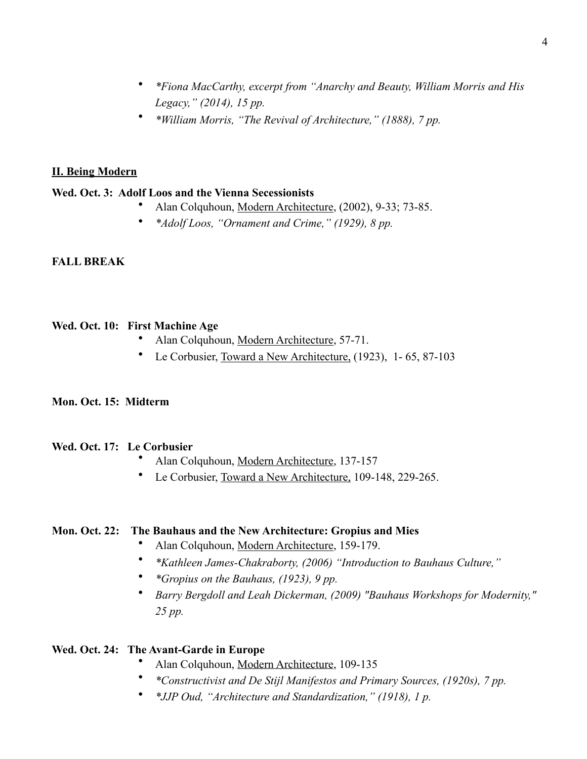- *\*Fiona MacCarthy, excerpt from "Anarchy and Beauty, William Morris and His Legacy," (2014), 15 pp.*
- *\*William Morris, "The Revival of Architecture," (1888), 7 pp.*

## II. Being Modern

**Wed. Oct. 3: Adolf Loos and the Vienna Secessionists**

- Alan Colquhoun, <u>Modern Architecture</u>, (2002), 9-33; 73-85.
- *\*Adolf Loos, "Ornament and Crime," (1929), 8 pp.*

**FALL BREAK**

**Wed. Oct. 10: First Machine Age**

- Alan Colquhoun, <u>Modern Architecture</u>, 57-71.
- Le Corbusier, <u>Toward a New Architecture,</u> (1923), 1- 65, 87-103

**Mon. Oct. 15: Midterm**

**Wed. Oct. 17: Le Corbusier**

- Alan Colquhoun, <u>Modern Architecture</u>, 137-157
- Le Corbusier, <u>Toward a New Architecture,</u> 109-148, 229-265.

**Mon. Oct. 22: The Bauhaus and the New Architecture: Gropius and Mies**

- Alan Colquhoun, <u>Modern Architecture</u>, 159-179.
- *\*Kathleen James-Chakraborty, (2006) "Introduction to Bauhaus Culture,"*
- *\*Gropius on the Bauhaus, (1923), 9 pp.*
- *Barry Bergdoll and Leah Dickerman, (2009) "Bauhaus Workshops for Modernity," 25 pp.*

**Wed. Oct. 24: The Avant-Garde in Europe**

- Alan Colquhoun, <u>Modern Architecture</u>, 109-135
- *\*Constructivist and De Stijl Manifestos and Primary Sources, (1920s), 7 pp.*
- *\*JJP Oud, "Architecture and Standardization," (1918), 1 p.*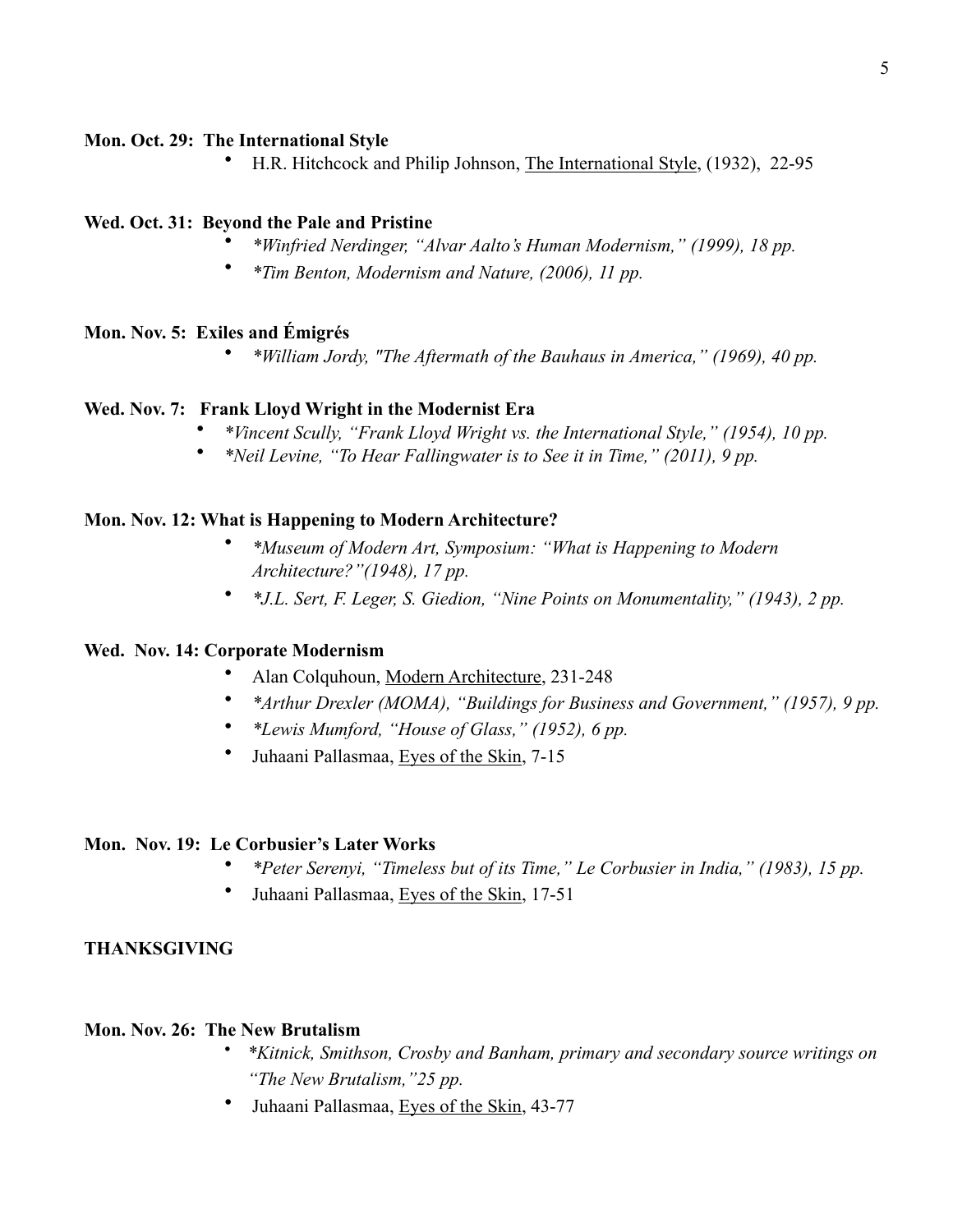**Mon. Oct. 29: The International Style**

- H.R. Hitchcock and Philip Johnson, The International Style, (1932), 22-95

**Wed. Oct. 31: Beyond the Pale and Pristine**

- *\*Winfried Nerdinger, "Alvar Aalto's Human Modernism," (1999), 18 pp.*
- *\*Tim Benton, Modernism and Nature, (2006), 11 pp.*

**Mon. Nov. 5: Exiles and Émigrés**

- *\*William Jordy, "The Aftermath of the Bauhaus in America," (1969), 40 pp.*

**Wed. Nov. 7: Frank Lloyd Wright in the Modernist Era**

- *\*Vincent Scully, "Frank Lloyd Wright vs. the International Style," (1954), 10 pp.*
- *\*Neil Levine, "To Hear Fallingwater is to See it in Time," (2011), 9 pp.*

**Mon. Nov. 12: What is Happening to Modern Architecture?**

- *\*Museum of Modern Art, Symposium: "What is Happening to Modern Architecture?"(1948), 17 pp.*
- *\*J.L. Sert, F. Leger, S. Giedion, "Nine Points on Monumentality," (1943), 2 pp.*

**Wed. Nov. 14: Corporate Modernism**

- Alan Colquhoun, Modern Architecture, 231-248
- *\*Arthur Drexler (MOMA), "Buildings for Business and Government," (1957), 9 pp.*
- *\*Lewis Mumford, "House of Glass," (1952), 6 pp.*
- Juhaani Pallasmaa, Eyes of the Skin, 7-15

**Mon. Nov. 19: Le Corbusier's Later Works**

- *\*Peter Serenyi, "Timeless but of its Time," Le Corbusier in India," (1983), 15 pp.*
- Juhaani Pallasmaa, Eyes of the Skin, 17-51

**THANKSGIVING**

**Mon. Nov. 26: The New Brutalism**

- *\*Kitnick, Smithson, Crosby and Banham, primary and secondary source writings on "The New Brutalism,"25 pp.*
- Juhaani Pallasmaa, Eyes of the Skin, 43-77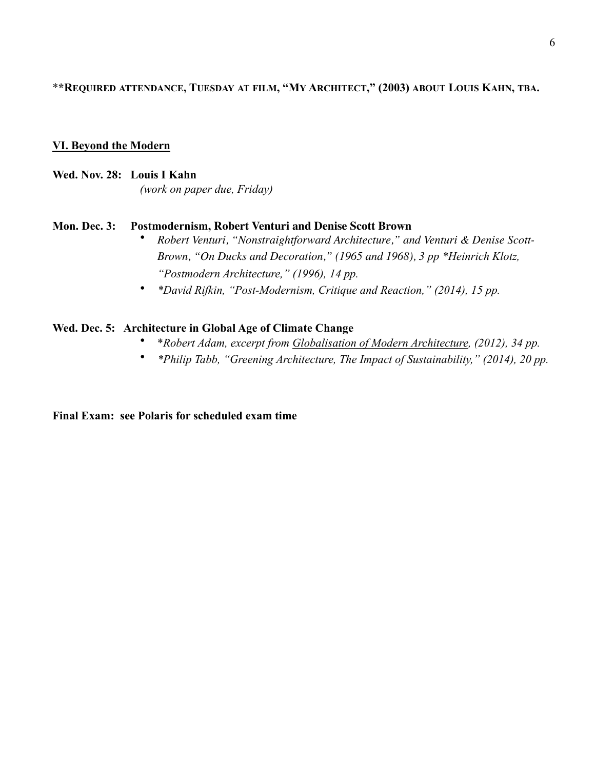**\*\*Required attendance, Tuesday at film, "My Architect," (2003) about Louis Kahn, tba.**

**<u>VI. Beyond the Modern</u>**

**Wed. Nov. 28: Louis I Kahn**
*(work on paper due, Friday)*

**Mon. Dec. 3: Postmodernism, Robert Venturi and Denise Scott Brown**

- *Robert Venturi, "Nonstraightforward Architecture," and Venturi & Denise Scott-Brown, "On Ducks and Decoration," (1965 and 1968), 3 pp \*Heinrich Klotz, "Postmodern Architecture," (1996), 14 pp.*
- *\*David Rifkin, "Post-Modernism, Critique and Reaction," (2014), 15 pp.*

**Wed. Dec. 5: Architecture in Global Age of Climate Change**

- *\*Robert Adam, excerpt from <u>Globalisation of Modern Architecture</u>, (2012), 34 pp.*
- *\*Philip Tabb, "Greening Architecture, The Impact of Sustainability," (2014), 20 pp.*

**Final Exam: see Polaris for scheduled exam time**